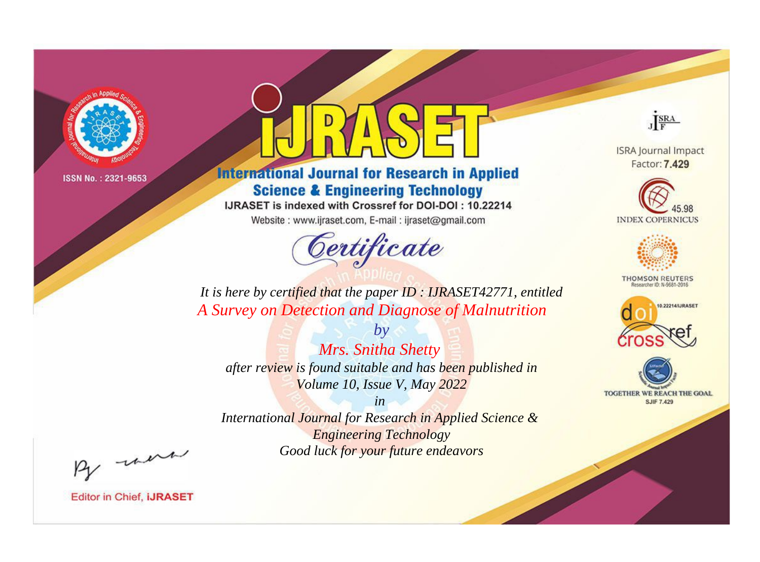ISSN No. : 2321-9653

# iJRASET

## International Journal for Research in Applied Science & Engineering Technology

IJRASET is indexed with Crossref for DOI-DOI : 10.22214

Website : www.ijraset.com, E-mail : ijraset@gmail.com

*Certificate*

*It is here by certified that the paper ID : IJRASET42771, entitled*

*A Survey on Detection and Diagnose of Malnutrition*

*by*

*Mrs. Snitha Shetty*

*after review is found suitable and has been published in*

*Volume 10, Issue V, May 2022*

*in*

*International Journal for Research in Applied Science & Engineering Technology*

*Good luck for your future endeavors*

ISRA Journal Impact Factor: **7.429**

45.98 INDEX COPERNICUS

THOMSON REUTERS Researcher ID: N-9681-2016

10.22214/IJRASET

TOGETHER WE REACH THE GOAL SJIF 7.429

Editor in Chief, **iJRASET**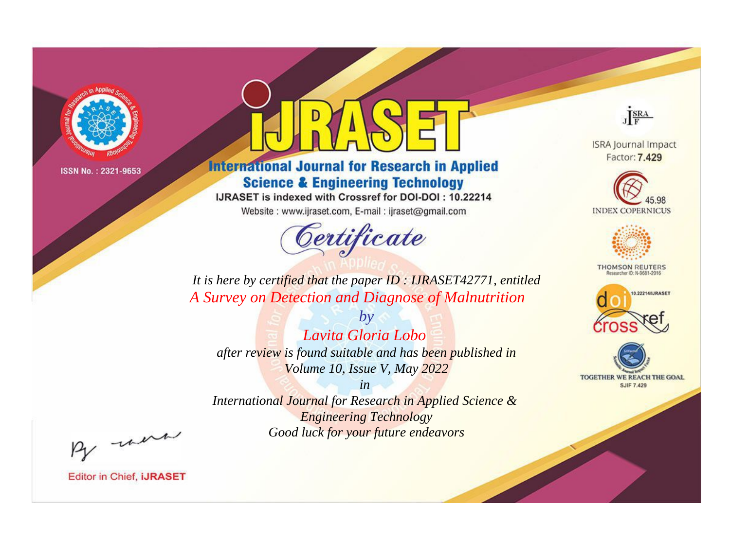ISSN No. : 2321-9653

# iJRASET

## International Journal for Research in Applied Science & Engineering Technology

IJRASET is indexed with Crossref for DOI-DOI : 10.22214

Website : www.ijraset.com, E-mail : ijraset@gmail.com

ISRA Journal Impact Factor: **7.429**

45.98 INDEX COPERNICUS

THOMSON REUTERS Researcher ID: N-9681-2016

10.22214/IJRASET

TOGETHER WE REACH THE GOAL SJIF 7.429

*Certificate*

*It is here by certified that the paper ID : IJRASET42771, entitled*

*A Survey on Detection and Diagnose of Malnutrition*

*by*

*Lavita Gloria Lobo*

*after review is found suitable and has been published in*

*Volume 10, Issue V, May 2022*

*in*

*International Journal for Research in Applied Science & Engineering Technology*

*Good luck for your future endeavors*

Editor in Chief, **iJRASET**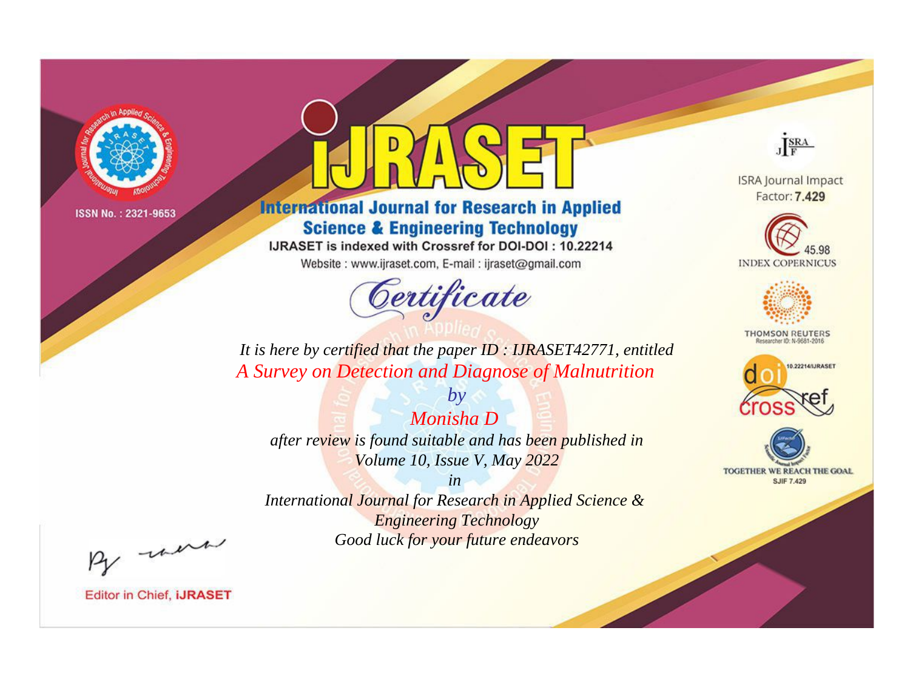ISSN No. : 2321-9653

# iJRASET

## International Journal for Research in Applied Science & Engineering Technology

IJRASET is indexed with Crossref for DOI-DOI : 10.22214

Website : www.ijraset.com, E-mail : ijraset@gmail.com

*Certificate*

*It is here by certified that the paper ID : IJRASET42771, entitled*

*A Survey on Detection and Diagnose of Malnutrition*

*by*

*Monisha D*

*after review is found suitable and has been published in*

*Volume 10, Issue V, May 2022*

*in*

*International Journal for Research in Applied Science & Engineering Technology*

*Good luck for your future endeavors*

ISRA Journal Impact Factor: **7.429**

45.98 INDEX COPERNICUS

THOMSON REUTERS Researcher ID: N-9681-2016

10.22214/IJRASET

TOGETHER WE REACH THE GOAL SJIF 7.429

Editor in Chief, **iJRASET**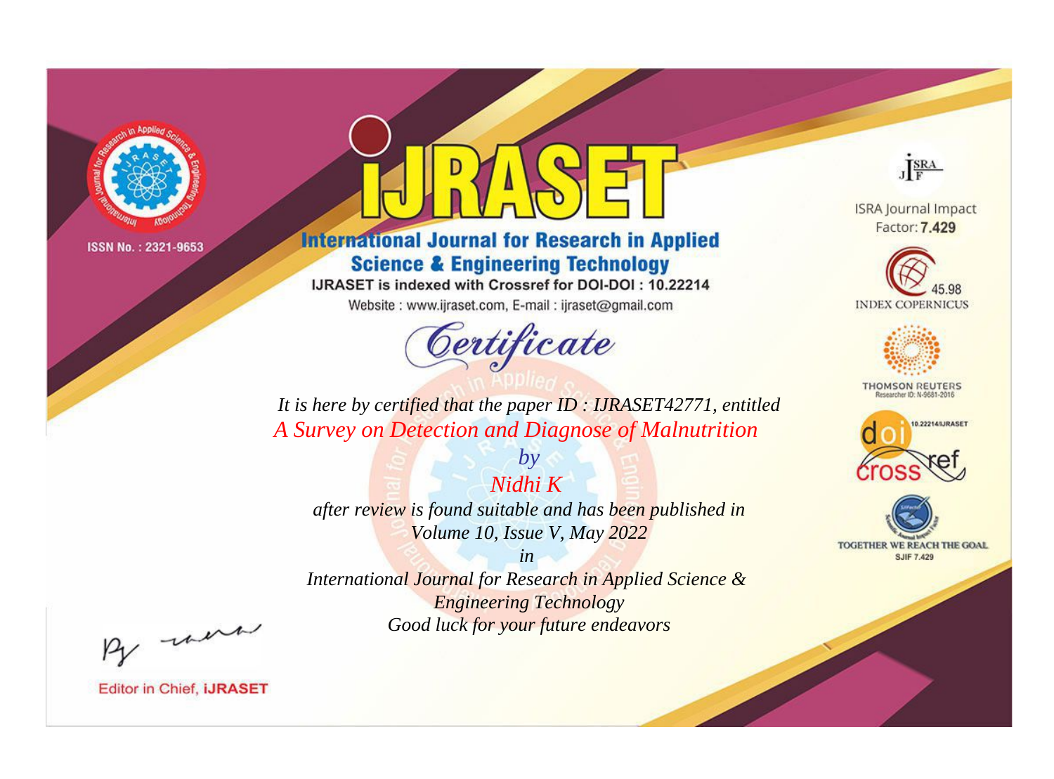ISSN No. : 2321-9653

# iJRASET

## International Journal for Research in Applied Science & Engineering Technology

IJRASET is indexed with Crossref for DOI-DOI : 10.22214

Website : www.ijraset.com, E-mail : ijraset@gmail.com

# Certificate

*It is here by certified that the paper ID : IJRASET42771, entitled*

*A Survey on Detection and Diagnose of Malnutrition*

*by*

*Nidhi K*

*after review is found suitable and has been published in*

*Volume 10, Issue V, May 2022*

*in*

*International Journal for Research in Applied Science & Engineering Technology*

*Good luck for your future endeavors*

Editor in Chief, iJRASET

ISRA Journal Impact Factor: **7.429**

45.98 INDEX COPERNICUS

THOMSON REUTERS Researcher ID: N-9681-2016

10.22214/IJRASET

TOGETHER WE REACH THE GOAL SJIF 7.429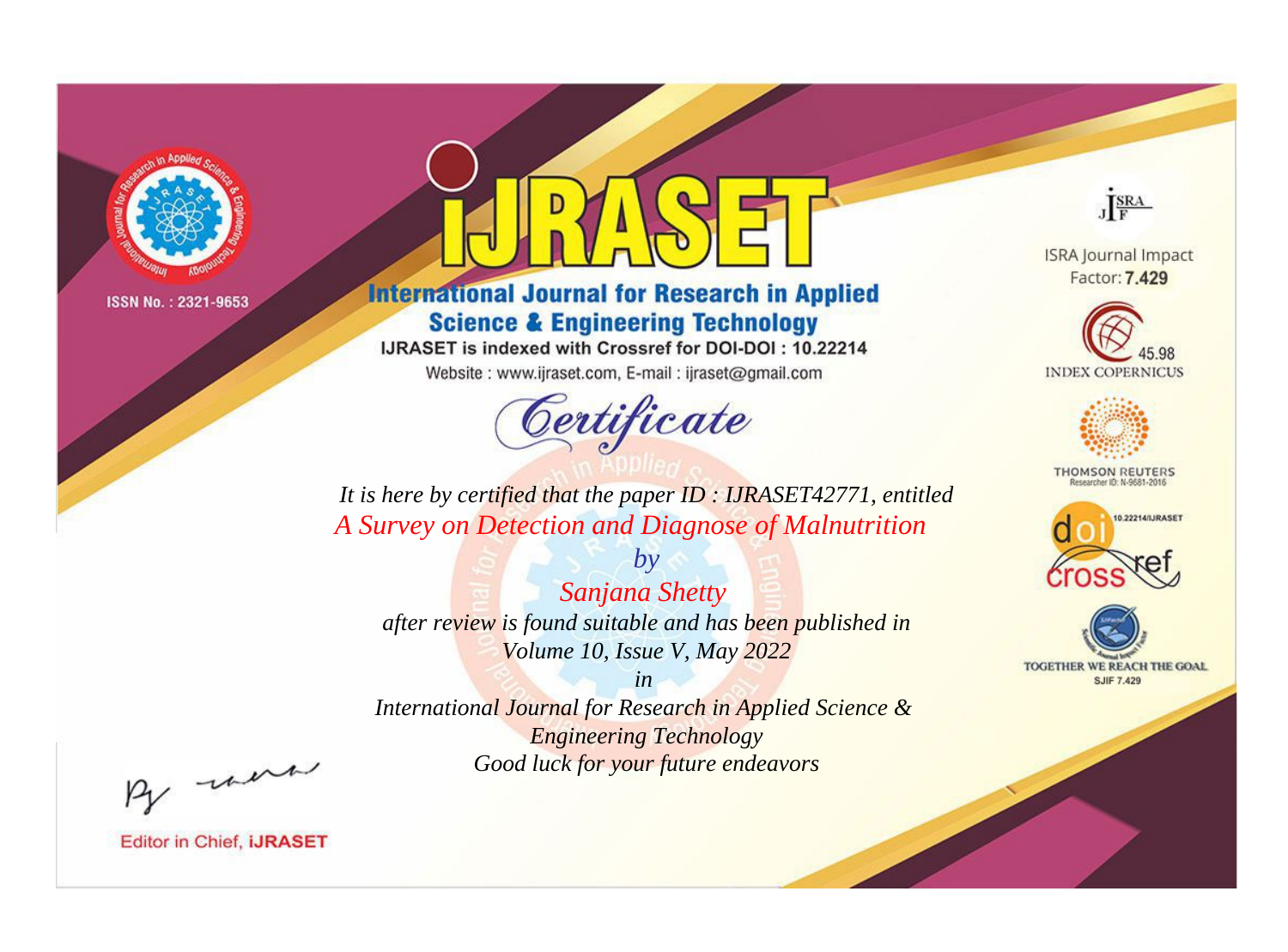ISSN No. : 2321-9653

# IJRASET

## International Journal for Research in Applied Science & Engineering Technology

IJRASET is indexed with Crossref for DOI-DOI : 10.22214

Website : www.ijraset.com, E-mail : ijraset@gmail.com

ISRA Journal Impact Factor: **7.429**

45.98 INDEX COPERNICUS

THOMSON REUTERS Researcher ID: N-9681-2016

10.22214/IJRASET

TOGETHER WE REACH THE GOAL SJIF 7.429

*Certificate*

*It is here by certified that the paper ID : IJRASET42771, entitled*

*A Survey on Detection and Diagnose of Malnutrition*

*by*

*Sanjana Shetty*

*after review is found suitable and has been published in*

*Volume 10, Issue V, May 2022*

*in*

*International Journal for Research in Applied Science & Engineering Technology*

*Good luck for your future endeavors*

Editor in Chief, **iJRASET**